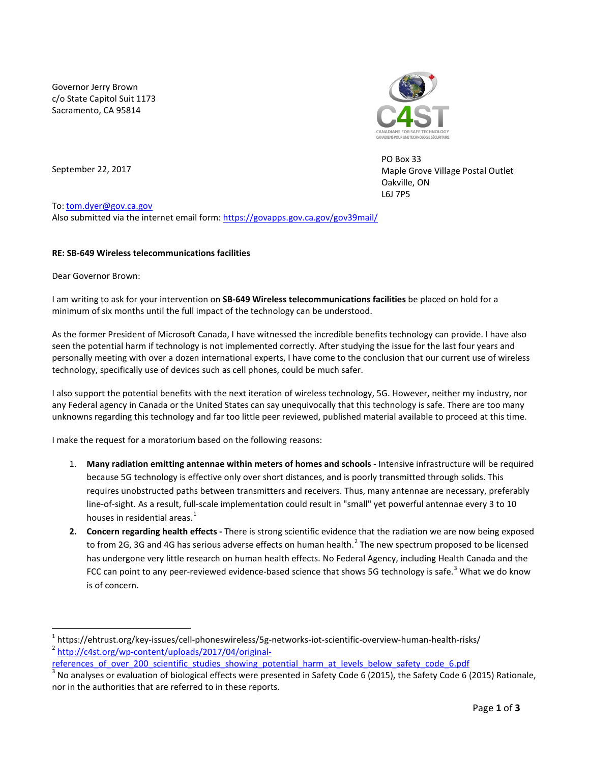Governor Jerry Brown
c/o State Capitol Suit 1173
Sacramento, CA 95814

CANADIANS FOR SAFE TECHNOLOGY
CANADIENS POUR UNE TECHNOLOGIE SÉCURITAIRE

PO Box 33
Maple Grove Village Postal Outlet
Oakville, ON
L6J 7P5

September 22, 2017

To: tom.dyer@gov.ca.gov
Also submitted via the internet email form: https://govapps.gov.ca.gov/gov39mail/

**RE: SB-649 Wireless telecommunications facilities**

Dear Governor Brown:

I am writing to ask for your intervention on **SB-649 Wireless telecommunications facilities** be placed on hold for a minimum of six months until the full impact of the technology can be understood.

As the former President of Microsoft Canada, I have witnessed the incredible benefits technology can provide. I have also seen the potential harm if technology is not implemented correctly. After studying the issue for the last four years and personally meeting with over a dozen international experts, I have come to the conclusion that our current use of wireless technology, specifically use of devices such as cell phones, could be much safer.

I also support the potential benefits with the next iteration of wireless technology, 5G. However, neither my industry, nor any Federal agency in Canada or the United States can say unequivocally that this technology is safe. There are too many unknowns regarding this technology and far too little peer reviewed, published material available to proceed at this time.

I make the request for a moratorium based on the following reasons:

1. **Many radiation emitting antennae within meters of homes and schools** - Intensive infrastructure will be required because 5G technology is effective only over short distances, and is poorly transmitted through solids. This requires unobstructed paths between transmitters and receivers. Thus, many antennae are necessary, preferably line-of-sight. As a result, full-scale implementation could result in "small" yet powerful antennae every 3 to 10 houses in residential areas.[1]
2. **Concern regarding health effects -** There is strong scientific evidence that the radiation we are now being exposed to from 2G, 3G and 4G has serious adverse effects on human health.[2] The new spectrum proposed to be licensed has undergone very little research on human health effects. No Federal Agency, including Health Canada and the FCC can point to any peer-reviewed evidence-based science that shows 5G technology is safe.[3] What we do know is of concern.

---

[1] https://ehtrust.org/key-issues/cell-phoneswireless/5g-networks-iot-scientific-overview-human-health-risks/

[2] http://c4st.org/wp-content/uploads/2017/04/original-references_of_over_200_scientific_studies_showing_potential_harm_at_levels_below_safety_code_6.pdf

[3] No analyses or evaluation of biological effects were presented in Safety Code 6 (2015), the Safety Code 6 (2015) Rationale, nor in the authorities that are referred to in these reports.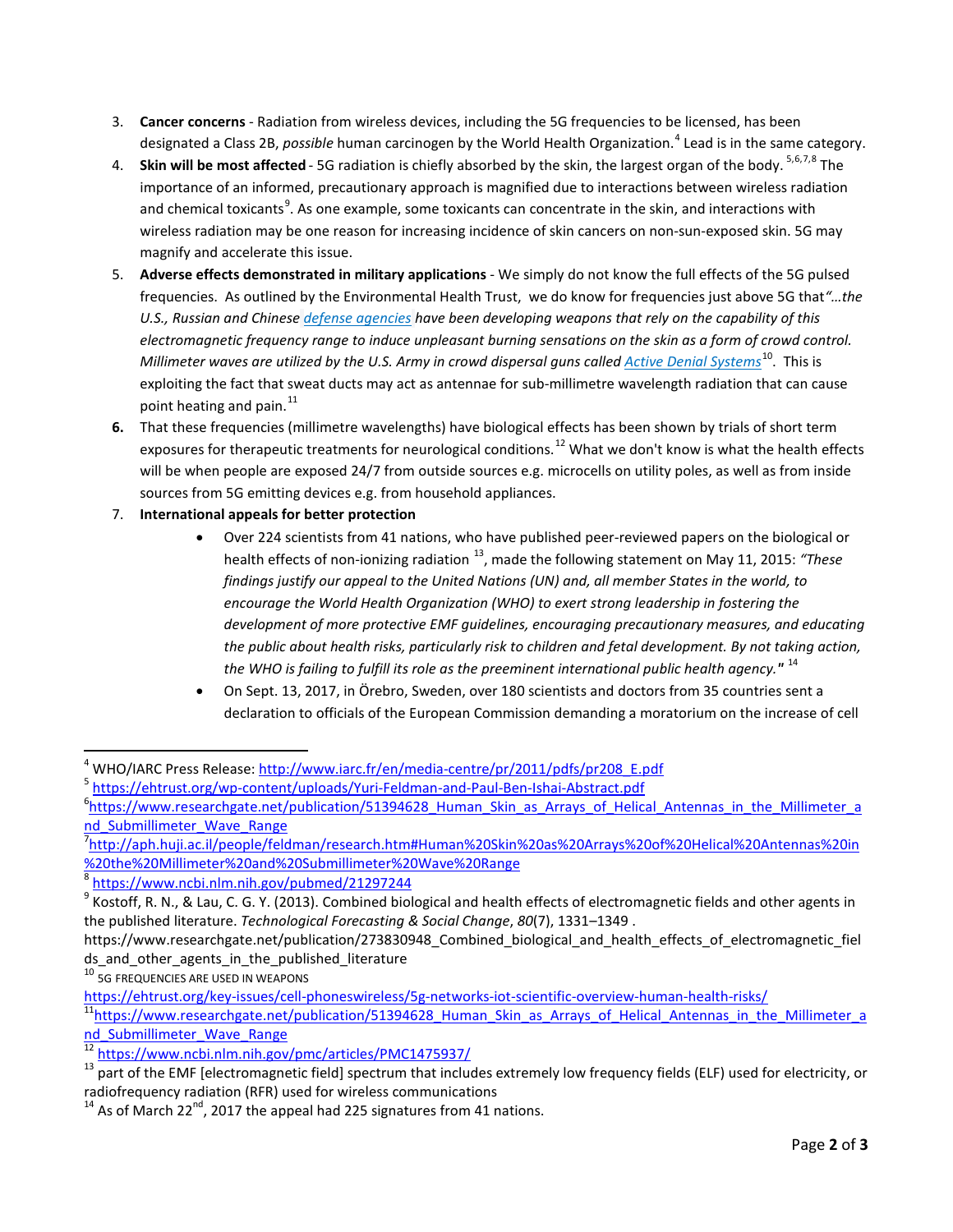3. **Cancer concerns** - Radiation from wireless devices, including the 5G frequencies to be licensed, has been designated a Class 2B, *possible* human carcinogen by the World Health Organization.[4] Lead is in the same category.
4. **Skin will be most affected** - 5G radiation is chiefly absorbed by the skin, the largest organ of the body.[5,6,7,8] The importance of an informed, precautionary approach is magnified due to interactions between wireless radiation and chemical toxicants[9]. As one example, some toxicants can concentrate in the skin, and interactions with wireless radiation may be one reason for increasing incidence of skin cancers on non-sun-exposed skin. 5G may magnify and accelerate this issue.
5. **Adverse effects demonstrated in military applications** - We simply do not know the full effects of the 5G pulsed frequencies. As outlined by the Environmental Health Trust, we do know for frequencies just above 5G that *"…the U.S., Russian and Chinese defense agencies have been developing weapons that rely on the capability of this electromagnetic frequency range to induce unpleasant burning sensations on the skin as a form of crowd control. Millimeter waves are utilized by the U.S. Army in crowd dispersal guns called Active Denial Systems*[10]. This is exploiting the fact that sweat ducts may act as antennae for sub-millimetre wavelength radiation that can cause point heating and pain.[11]
6. That these frequencies (millimetre wavelengths) have biological effects has been shown by trials of short term exposures for therapeutic treatments for neurological conditions.[12] What we don't know is what the health effects will be when people are exposed 24/7 from outside sources e.g. microcells on utility poles, as well as from inside sources from 5G emitting devices e.g. from household appliances.
7. **International appeals for better protection**
   - Over 224 scientists from 41 nations, who have published peer-reviewed papers on the biological or health effects of non-ionizing radiation [13], made the following statement on May 11, 2015: *"These findings justify our appeal to the United Nations (UN) and, all member States in the world, to encourage the World Health Organization (WHO) to exert strong leadership in fostering the development of more protective EMF guidelines, encouraging precautionary measures, and educating the public about health risks, particularly risk to children and fetal development. By not taking action, the WHO is failing to fulfill its role as the preeminent international public health agency."* [14]
   - On Sept. 13, 2017, in Örebro, Sweden, over 180 scientists and doctors from 35 countries sent a declaration to officials of the European Commission demanding a moratorium on the increase of cell

---

[4] WHO/IARC Press Release: http://www.iarc.fr/en/media-centre/pr/2011/pdfs/pr208_E.pdf

[5] https://ehtrust.org/wp-content/uploads/Yuri-Feldman-and-Paul-Ben-Ishai-Abstract.pdf

[6] https://www.researchgate.net/publication/51394628_Human_Skin_as_Arrays_of_Helical_Antennas_in_the_Millimeter_and_Submillimeter_Wave_Range

[7] http://aph.huji.ac.il/people/feldman/research.htm#Human%20Skin%20as%20Arrays%20of%20Helical%20Antennas%20in%20the%20Millimeter%20and%20Submillimeter%20Wave%20Range

[8] https://www.ncbi.nlm.nih.gov/pubmed/21297244

[9] Kostoff, R. N., & Lau, C. G. Y. (2013). Combined biological and health effects of electromagnetic fields and other agents in the published literature. *Technological Forecasting & Social Change*, *80*(7), 1331–1349 . https://www.researchgate.net/publication/273830948_Combined_biological_and_health_effects_of_electromagnetic_fields_and_other_agents_in_the_published_literature

[10] 5G FREQUENCIES ARE USED IN WEAPONS https://ehtrust.org/key-issues/cell-phoneswireless/5g-networks-iot-scientific-overview-human-health-risks/

[11] https://www.researchgate.net/publication/51394628_Human_Skin_as_Arrays_of_Helical_Antennas_in_the_Millimeter_and_Submillimeter_Wave_Range

[12] https://www.ncbi.nlm.nih.gov/pmc/articles/PMC1475937/

[13] part of the EMF [electromagnetic field] spectrum that includes extremely low frequency fields (ELF) used for electricity, or radiofrequency radiation (RFR) used for wireless communications

[14] As of March 22nd, 2017 the appeal had 225 signatures from 41 nations.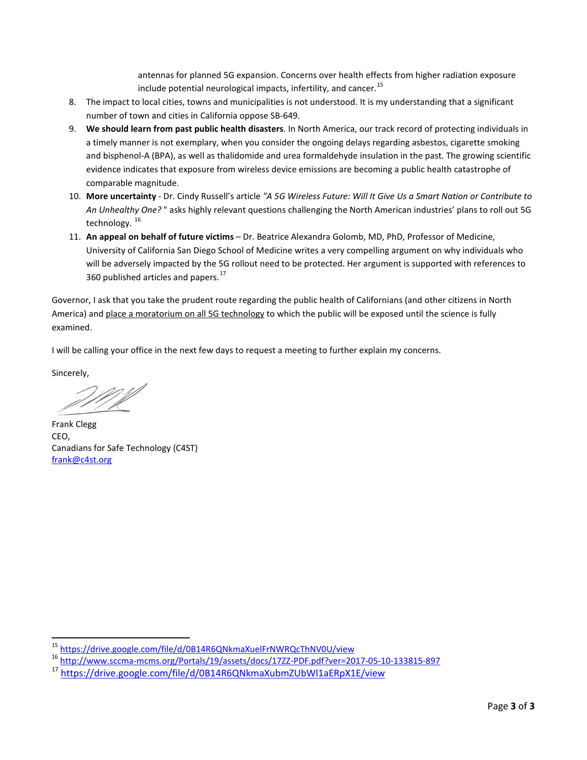antennas for planned 5G expansion. Concerns over health effects from higher radiation exposure include potential neurological impacts, infertility, and cancer.[15]

8. The impact to local cities, towns and municipalities is not understood. It is my understanding that a significant number of town and cities in California oppose SB-649.
9. **We should learn from past public health disasters**. In North America, our track record of protecting individuals in a timely manner is not exemplary, when you consider the ongoing delays regarding asbestos, cigarette smoking and bisphenol-A (BPA), as well as thalidomide and urea formaldehyde insulation in the past. The growing scientific evidence indicates that exposure from wireless device emissions are becoming a public health catastrophe of comparable magnitude.
10. **More uncertainty** - Dr. Cindy Russell's article *"A 5G Wireless Future: Will It Give Us a Smart Nation or Contribute to An Unhealthy One?"* asks highly relevant questions challenging the North American industries' plans to roll out 5G technology.[16]
11. **An appeal on behalf of future victims** – Dr. Beatrice Alexandra Golomb, MD, PhD, Professor of Medicine, University of California San Diego School of Medicine writes a very compelling argument on why individuals who will be adversely impacted by the 5G rollout need to be protected. Her argument is supported with references to 360 published articles and papers.[17]

Governor, I ask that you take the prudent route regarding the public health of Californians (and other citizens in North America) and <u>place a moratorium on all 5G technology</u> to which the public will be exposed until the science is fully examined.

I will be calling your office in the next few days to request a meeting to further explain my concerns.

Sincerely,

Frank Clegg
CEO,
Canadians for Safe Technology (C4ST)
frank@c4st.org

---

[15] https://drive.google.com/file/d/0B14R6QNkmaXuelFrNWRQcThNV0U/view

[16] http://www.sccma-mcms.org/Portals/19/assets/docs/17ZZ-PDF.pdf?ver=2017-05-10-133815-897

[17] https://drive.google.com/file/d/0B14R6QNkmaXubmZUbWl1aERpX1E/view